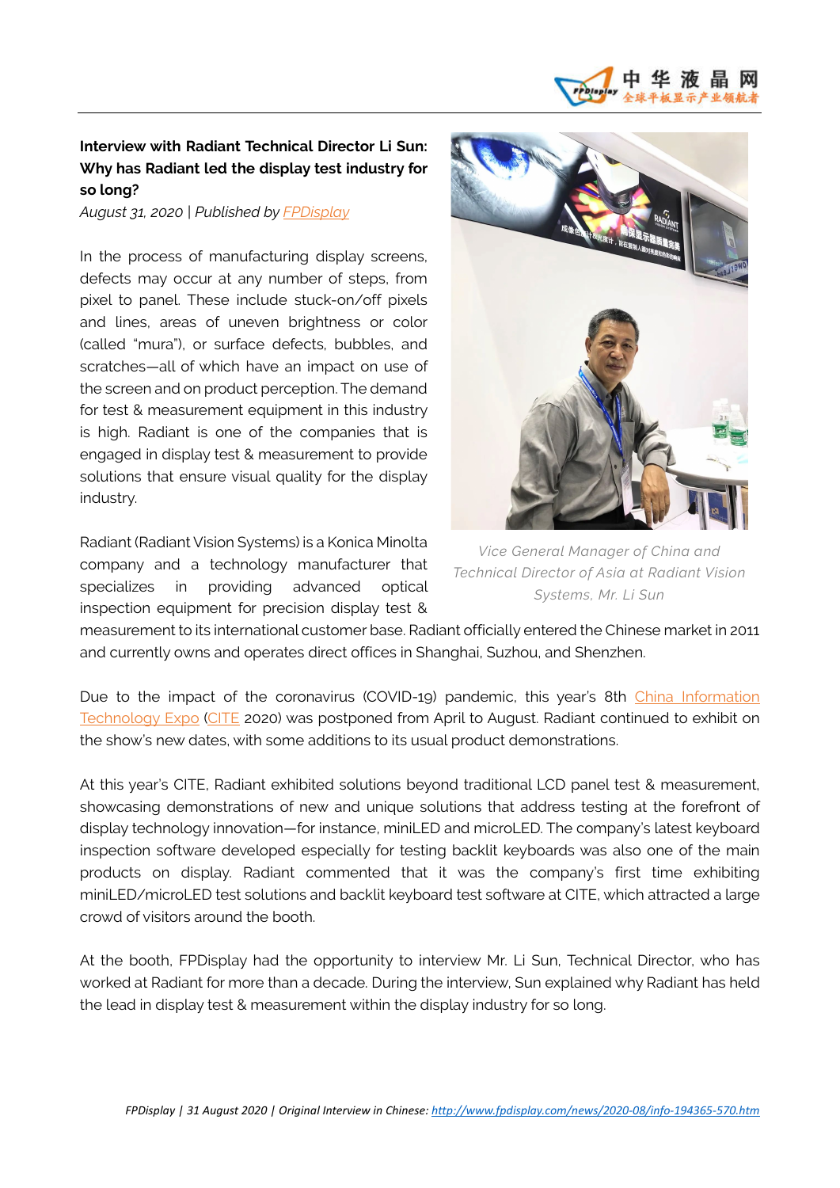**Interview with Radiant Technical Director Li Sun: Why has Radiant led the display test industry for so long?**

*August 31, 2020* | Published by [FPDisplay]

In the process of manufacturing display screens, defects may occur at any number of steps, from pixel to panel. These include stuck-on/off pixels and lines, areas of uneven brightness or color (called "mura"), or surface defects, bubbles, and scratches—all of which have an impact on use of the screen and on product perception. The demand for test & measurement equipment in this industry is high. Radiant is one of the companies that is engaged in display test & measurement to provide solutions that ensure visual quality for the display industry.

Radiant (Radiant Vision Systems) is a Konica Minolta company and a technology manufacturer that specializes in providing advanced optical inspection equipment for precision display test & measurement to its international customer base. Radiant officially entered the Chinese market in 2011 and currently owns and operates direct offices in Shanghai, Suzhou, and Shenzhen.

*Vice General Manager of China and Technical Director of Asia at Radiant Vision Systems, Mr. Li Sun*

Due to the impact of the coronavirus (COVID-19) pandemic, this year's 8th China Information Technology Expo (CITE 2020) was postponed from April to August. Radiant continued to exhibit on the show's new dates, with some additions to its usual product demonstrations.

At this year's CITE, Radiant exhibited solutions beyond traditional LCD panel test & measurement, showcasing demonstrations of new and unique solutions that address testing at the forefront of display technology innovation—for instance, miniLED and microLED. The company's latest keyboard inspection software developed especially for testing backlit keyboards was also one of the main products on display. Radiant commented that it was the company's first time exhibiting miniLED/microLED test solutions and backlit keyboard test software at CITE, which attracted a large crowd of visitors around the booth.

At the booth, FPDisplay had the opportunity to interview Mr. Li Sun, Technical Director, who has worked at Radiant for more than a decade. During the interview, Sun explained why Radiant has held the lead in display test & measurement within the display industry for so long.

*FPDisplay | 31 August 2020 | Original Interview in Chinese: http://www.fpdisplay.com/news/2020-08/info-194365-570.htm*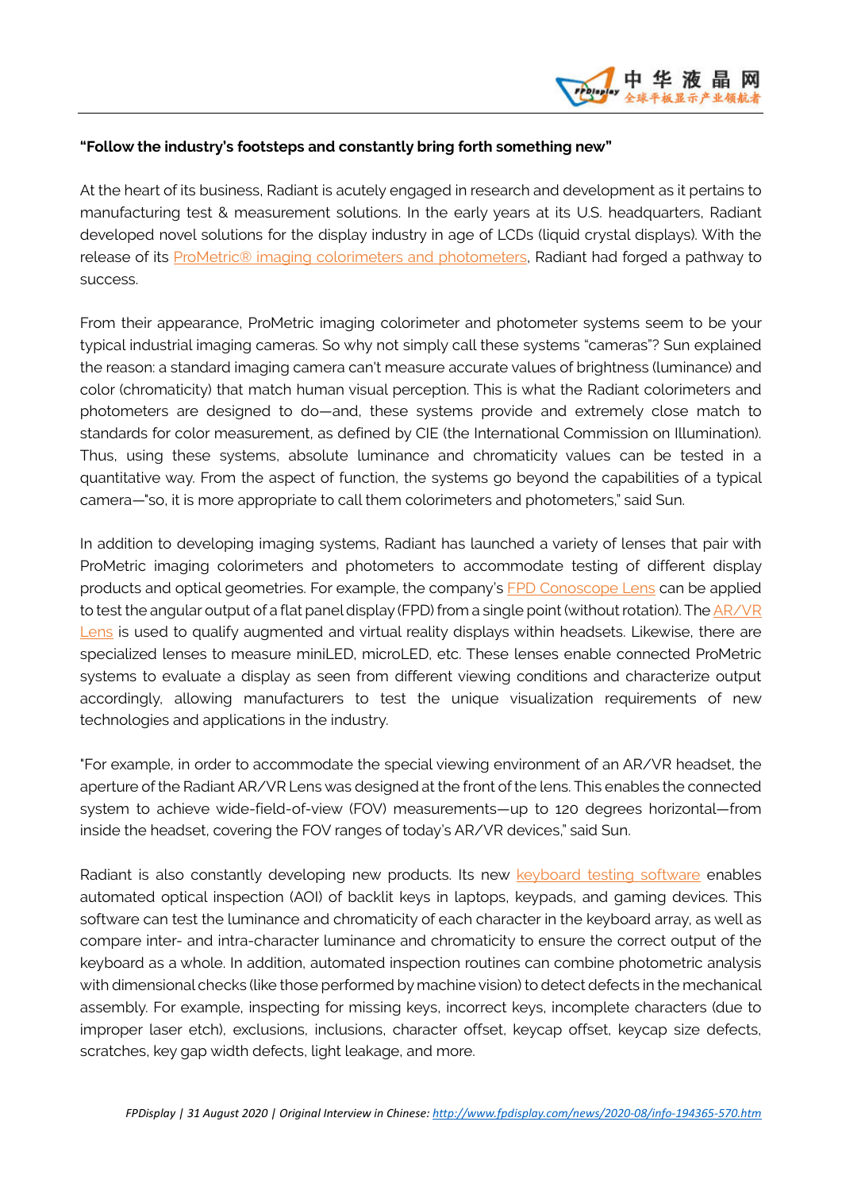**"Follow the industry's footsteps and constantly bring forth something new"**

At the heart of its business, Radiant is acutely engaged in research and development as it pertains to manufacturing test & measurement solutions. In the early years at its U.S. headquarters, Radiant developed novel solutions for the display industry in age of LCDs (liquid crystal displays). With the release of its ProMetric® imaging colorimeters and photometers, Radiant had forged a pathway to success.

From their appearance, ProMetric imaging colorimeter and photometer systems seem to be your typical industrial imaging cameras. So why not simply call these systems "cameras"? Sun explained the reason: a standard imaging camera can't measure accurate values of brightness (luminance) and color (chromaticity) that match human visual perception. This is what the Radiant colorimeters and photometers are designed to do—and, these systems provide and extremely close match to standards for color measurement, as defined by CIE (the International Commission on Illumination). Thus, using these systems, absolute luminance and chromaticity values can be tested in a quantitative way. From the aspect of function, the systems go beyond the capabilities of a typical camera—"so, it is more appropriate to call them colorimeters and photometers," said Sun.

In addition to developing imaging systems, Radiant has launched a variety of lenses that pair with ProMetric imaging colorimeters and photometers to accommodate testing of different display products and optical geometries. For example, the company's FPD Conoscope Lens can be applied to test the angular output of a flat panel display (FPD) from a single point (without rotation). The AR/VR Lens is used to qualify augmented and virtual reality displays within headsets. Likewise, there are specialized lenses to measure miniLED, microLED, etc. These lenses enable connected ProMetric systems to evaluate a display as seen from different viewing conditions and characterize output accordingly, allowing manufacturers to test the unique visualization requirements of new technologies and applications in the industry.

"For example, in order to accommodate the special viewing environment of an AR/VR headset, the aperture of the Radiant AR/VR Lens was designed at the front of the lens. This enables the connected system to achieve wide-field-of-view (FOV) measurements—up to 120 degrees horizontal—from inside the headset, covering the FOV ranges of today's AR/VR devices," said Sun.

Radiant is also constantly developing new products. Its new keyboard testing software enables automated optical inspection (AOI) of backlit keys in laptops, keypads, and gaming devices. This software can test the luminance and chromaticity of each character in the keyboard array, as well as compare inter- and intra-character luminance and chromaticity to ensure the correct output of the keyboard as a whole. In addition, automated inspection routines can combine photometric analysis with dimensional checks (like those performed by machine vision) to detect defects in the mechanical assembly. For example, inspecting for missing keys, incorrect keys, incomplete characters (due to improper laser etch), exclusions, inclusions, character offset, keycap offset, keycap size defects, scratches, key gap width defects, light leakage, and more.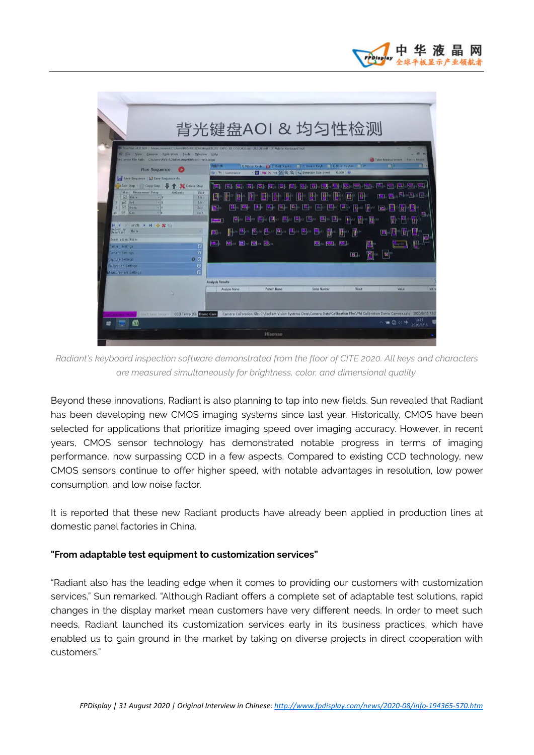*Radiant's keyboard inspection software demonstrated from the floor of CITE 2020. All keys and characters are measured simultaneously for brightness, color, and dimensional quality.*

Beyond these innovations, Radiant is also planning to tap into new fields. Sun revealed that Radiant has been developing new CMOS imaging systems since last year. Historically, CMOS have been selected for applications that prioritize imaging speed over imaging accuracy. However, in recent years, CMOS sensor technology has demonstrated notable progress in terms of imaging performance, now surpassing CCD in a few aspects. Compared to existing CCD technology, new CMOS sensors continue to offer higher speed, with notable advantages in resolution, low power consumption, and low noise factor.

It is reported that these new Radiant products have already been applied in production lines at domestic panel factories in China.

**"From adaptable test equipment to customization services"**

"Radiant also has the leading edge when it comes to providing our customers with customization services," Sun remarked. "Although Radiant offers a complete set of adaptable test solutions, rapid changes in the display market mean customers have very different needs. In order to meet such needs, Radiant launched its customization services early in its business practices, which have enabled us to gain ground in the market by taking on diverse projects in direct cooperation with customers."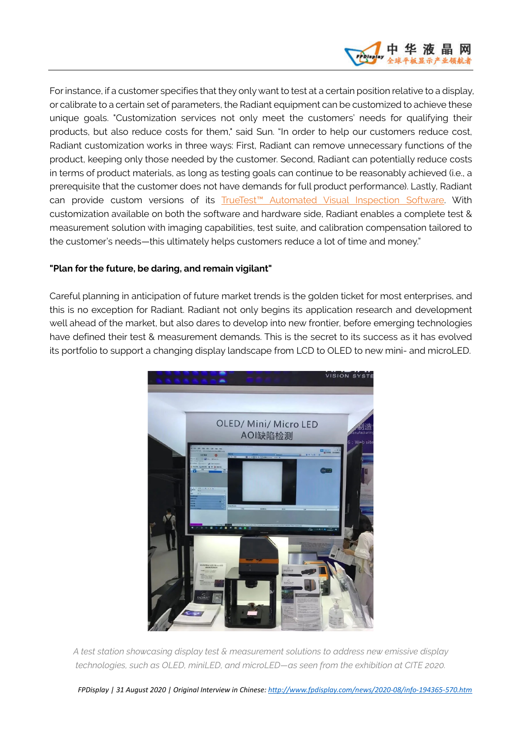For instance, if a customer specifies that they only want to test at a certain position relative to a display, or calibrate to a certain set of parameters, the Radiant equipment can be customized to achieve these unique goals. "Customization services not only meet the customers' needs for qualifying their products, but also reduce costs for them," said Sun. "In order to help our customers reduce cost, Radiant customization works in three ways: First, Radiant can remove unnecessary functions of the product, keeping only those needed by the customer. Second, Radiant can potentially reduce costs in terms of product materials, as long as testing goals can continue to be reasonably achieved (i.e., a prerequisite that the customer does not have demands for full product performance). Lastly, Radiant can provide custom versions of its TrueTest™ Automated Visual Inspection Software. With customization available on both the software and hardware side, Radiant enables a complete test & measurement solution with imaging capabilities, test suite, and calibration compensation tailored to the customer's needs—this ultimately helps customers reduce a lot of time and money."

**"Plan for the future, be daring, and remain vigilant"**

Careful planning in anticipation of future market trends is the golden ticket for most enterprises, and this is no exception for Radiant. Radiant not only begins its application research and development well ahead of the market, but also dares to develop into new frontier, before emerging technologies have defined their test & measurement demands. This is the secret to its success as it has evolved its portfolio to support a changing display landscape from LCD to OLED to new mini- and microLED.

*A test station showcasing display test & measurement solutions to address new emissive display technologies, such as OLED, miniLED, and microLED—as seen from the exhibition at CITE 2020.*

*FPDisplay | 31 August 2020 | Original Interview in Chinese: http://www.fpdisplay.com/news/2020-08/info-194365-570.htm*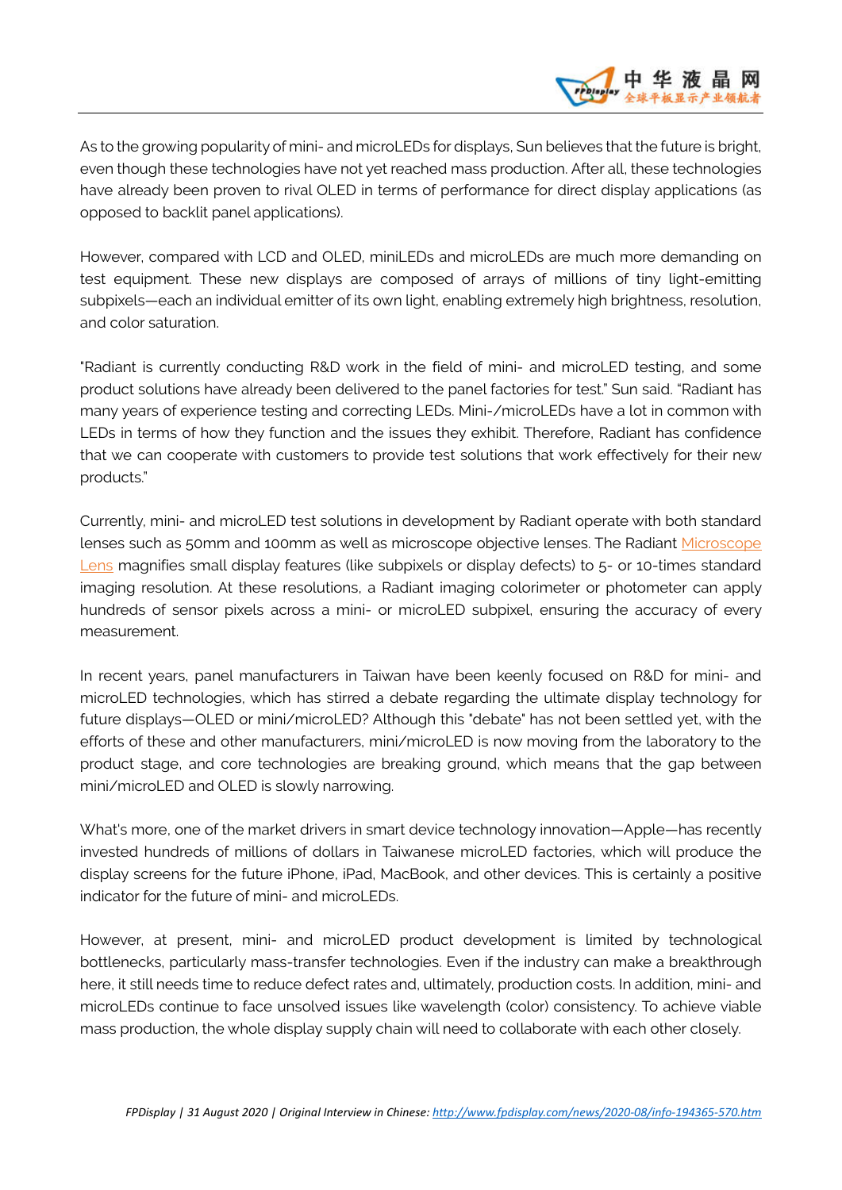As to the growing popularity of mini- and microLEDs for displays, Sun believes that the future is bright, even though these technologies have not yet reached mass production. After all, these technologies have already been proven to rival OLED in terms of performance for direct display applications (as opposed to backlit panel applications).

However, compared with LCD and OLED, miniLEDs and microLEDs are much more demanding on test equipment. These new displays are composed of arrays of millions of tiny light-emitting subpixels—each an individual emitter of its own light, enabling extremely high brightness, resolution, and color saturation.

"Radiant is currently conducting R&D work in the field of mini- and microLED testing, and some product solutions have already been delivered to the panel factories for test." Sun said. "Radiant has many years of experience testing and correcting LEDs. Mini-/microLEDs have a lot in common with LEDs in terms of how they function and the issues they exhibit. Therefore, Radiant has confidence that we can cooperate with customers to provide test solutions that work effectively for their new products."

Currently, mini- and microLED test solutions in development by Radiant operate with both standard lenses such as 50mm and 100mm as well as microscope objective lenses. The Radiant Microscope Lens magnifies small display features (like subpixels or display defects) to 5- or 10-times standard imaging resolution. At these resolutions, a Radiant imaging colorimeter or photometer can apply hundreds of sensor pixels across a mini- or microLED subpixel, ensuring the accuracy of every measurement.

In recent years, panel manufacturers in Taiwan have been keenly focused on R&D for mini- and microLED technologies, which has stirred a debate regarding the ultimate display technology for future displays—OLED or mini/microLED? Although this "debate" has not been settled yet, with the efforts of these and other manufacturers, mini/microLED is now moving from the laboratory to the product stage, and core technologies are breaking ground, which means that the gap between mini/microLED and OLED is slowly narrowing.

What's more, one of the market drivers in smart device technology innovation—Apple—has recently invested hundreds of millions of dollars in Taiwanese microLED factories, which will produce the display screens for the future iPhone, iPad, MacBook, and other devices. This is certainly a positive indicator for the future of mini- and microLEDs.

However, at present, mini- and microLED product development is limited by technological bottlenecks, particularly mass-transfer technologies. Even if the industry can make a breakthrough here, it still needs time to reduce defect rates and, ultimately, production costs. In addition, mini- and microLEDs continue to face unsolved issues like wavelength (color) consistency. To achieve viable mass production, the whole display supply chain will need to collaborate with each other closely.

*FPDisplay | 31 August 2020 | Original Interview in Chinese: http://www.fpdisplay.com/news/2020-08/info-194365-570.htm*